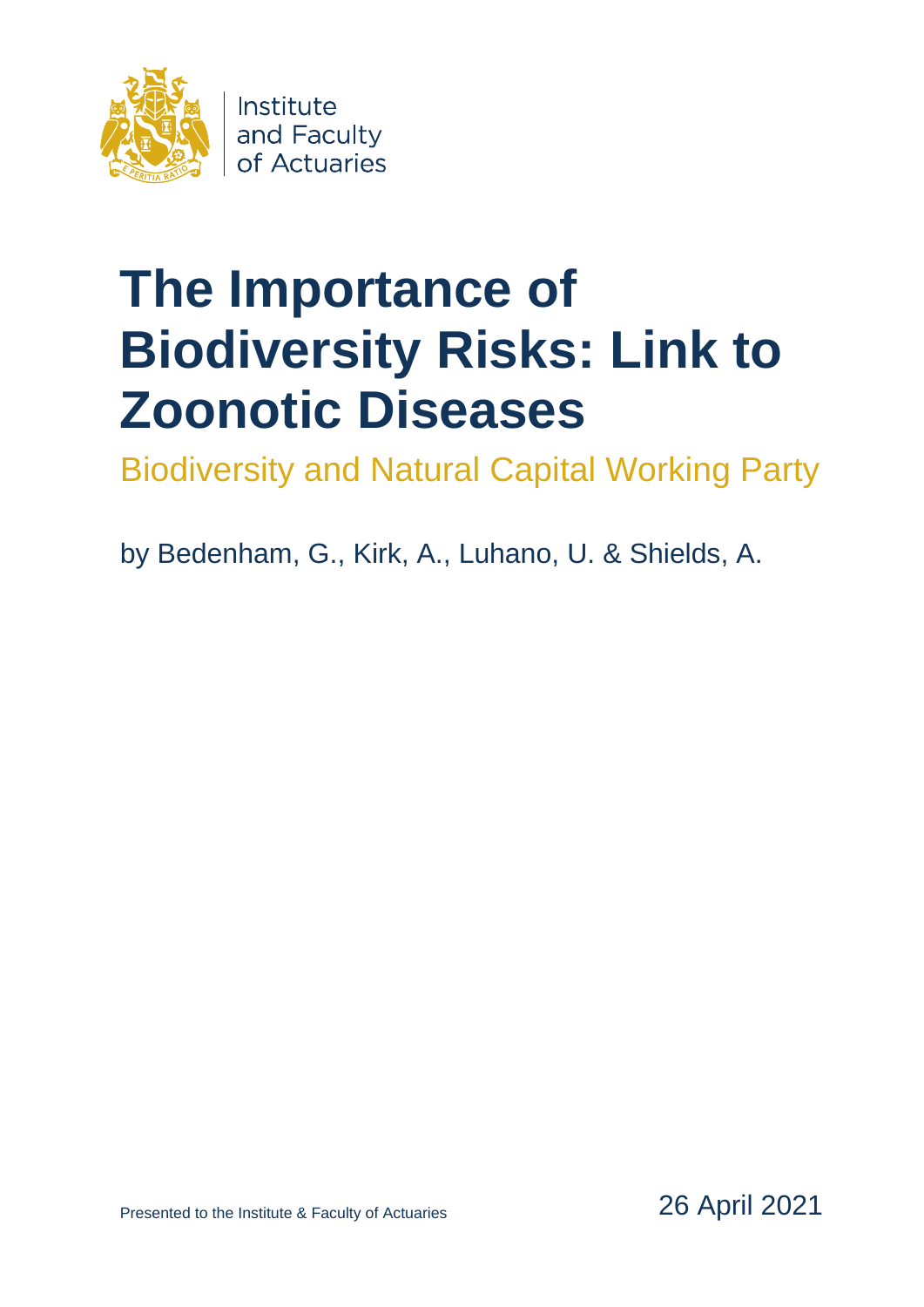Institute
and Faculty
of Actuaries

# The Importance of Biodiversity Risks: Link to Zoonotic Diseases

## Biodiversity and Natural Capital Working Party

by Bedenham, G., Kirk, A., Luhano, U. & Shields, A.

Presented to the Institute & Faculty of Actuaries

26 April 2021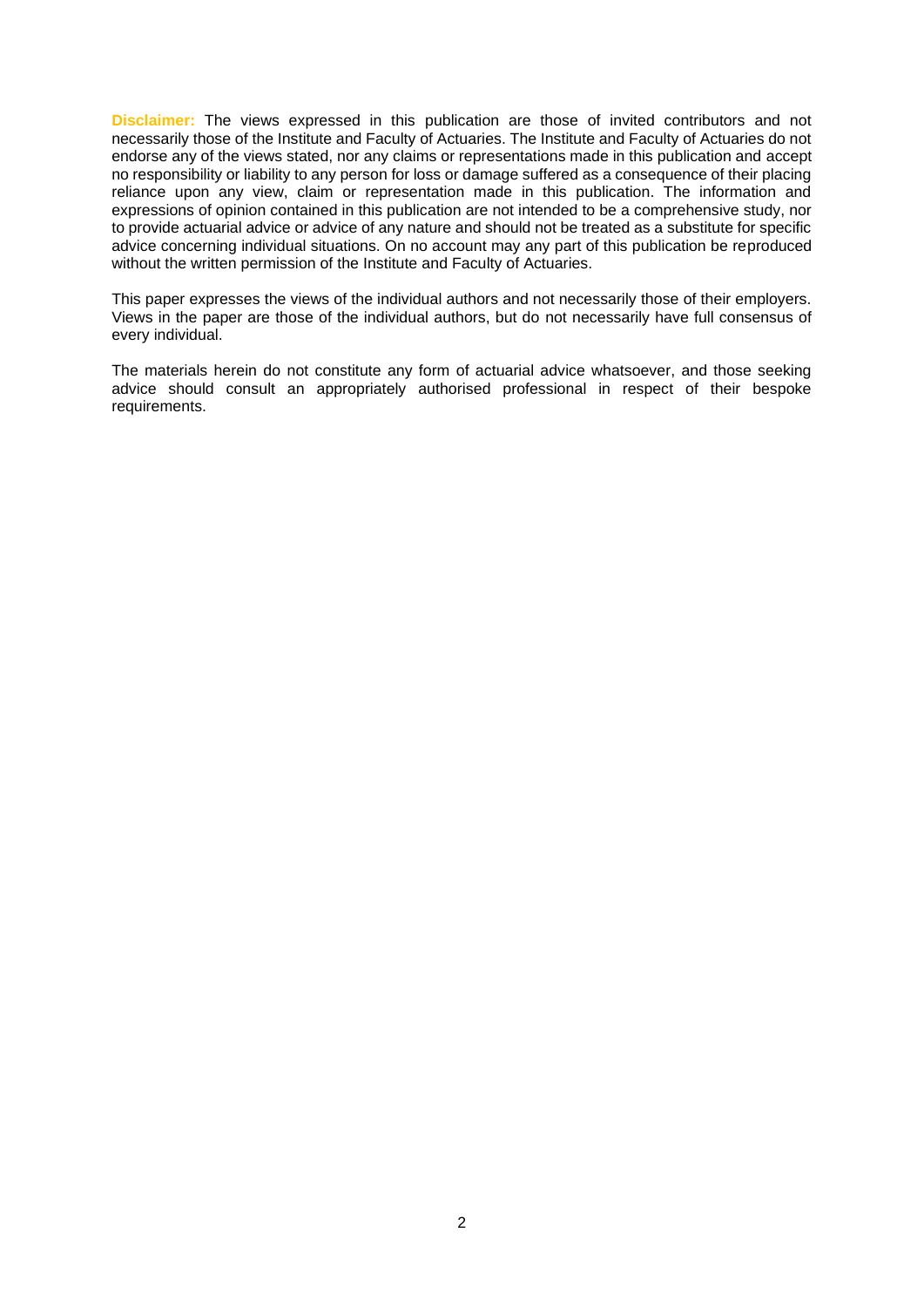**Disclaimer:** The views expressed in this publication are those of invited contributors and not necessarily those of the Institute and Faculty of Actuaries. The Institute and Faculty of Actuaries do not endorse any of the views stated, nor any claims or representations made in this publication and accept no responsibility or liability to any person for loss or damage suffered as a consequence of their placing reliance upon any view, claim or representation made in this publication. The information and expressions of opinion contained in this publication are not intended to be a comprehensive study, nor to provide actuarial advice or advice of any nature and should not be treated as a substitute for specific advice concerning individual situations. On no account may any part of this publication be reproduced without the written permission of the Institute and Faculty of Actuaries.

This paper expresses the views of the individual authors and not necessarily those of their employers. Views in the paper are those of the individual authors, but do not necessarily have full consensus of every individual.

The materials herein do not constitute any form of actuarial advice whatsoever, and those seeking advice should consult an appropriately authorised professional in respect of their bespoke requirements.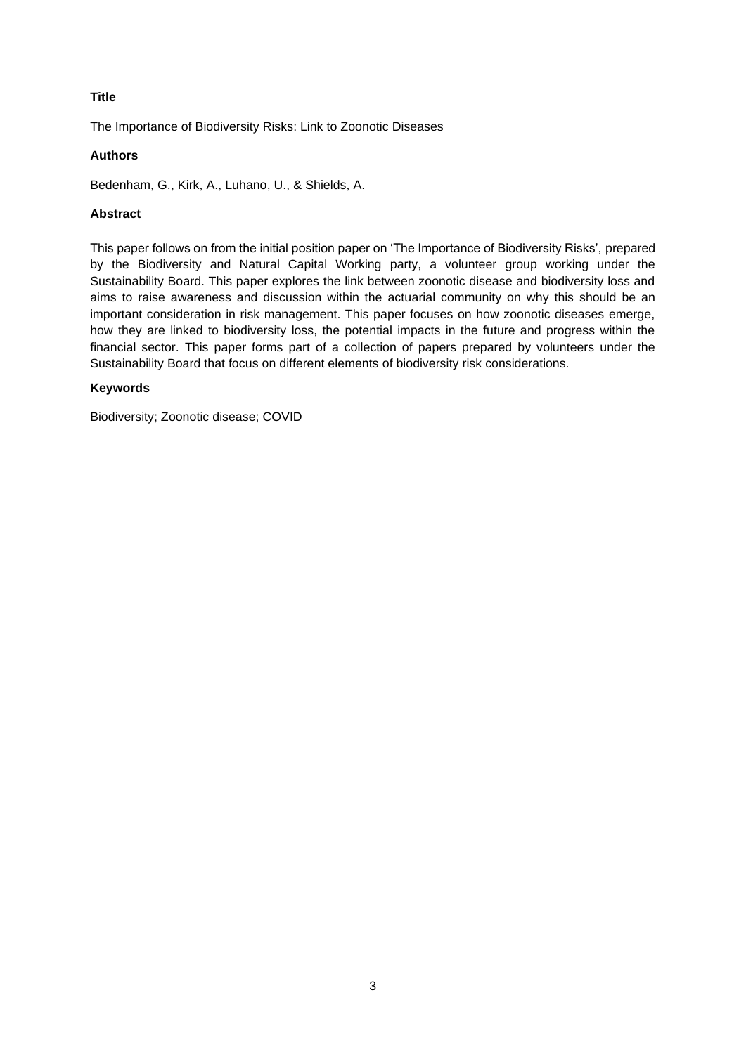**Title**

The Importance of Biodiversity Risks: Link to Zoonotic Diseases

**Authors**

Bedenham, G., Kirk, A., Luhano, U., & Shields, A.

**Abstract**

This paper follows on from the initial position paper on 'The Importance of Biodiversity Risks', prepared by the Biodiversity and Natural Capital Working party, a volunteer group working under the Sustainability Board. This paper explores the link between zoonotic disease and biodiversity loss and aims to raise awareness and discussion within the actuarial community on why this should be an important consideration in risk management. This paper focuses on how zoonotic diseases emerge, how they are linked to biodiversity loss, the potential impacts in the future and progress within the financial sector. This paper forms part of a collection of papers prepared by volunteers under the Sustainability Board that focus on different elements of biodiversity risk considerations.

**Keywords**

Biodiversity; Zoonotic disease; COVID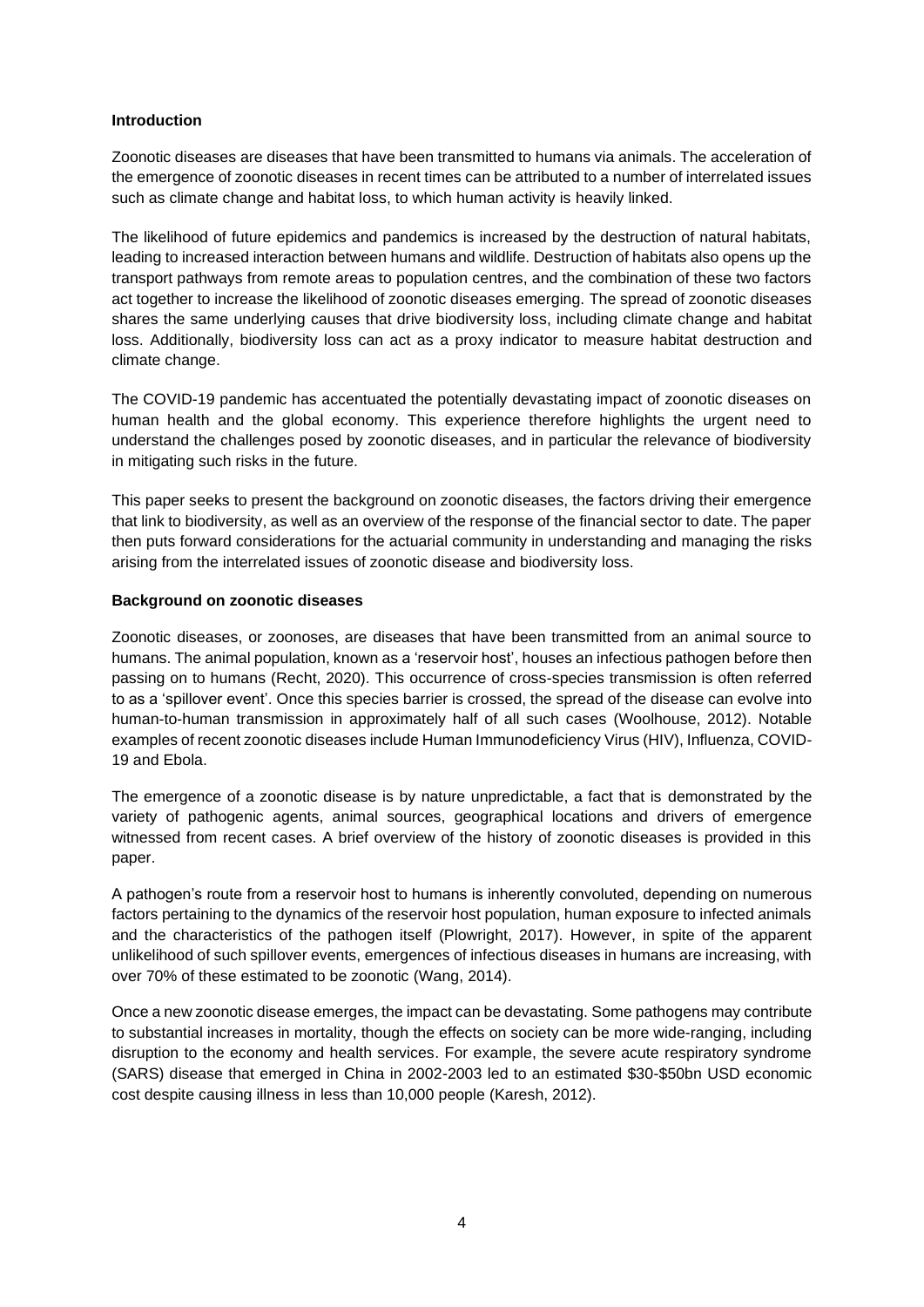## Introduction

Zoonotic diseases are diseases that have been transmitted to humans via animals. The acceleration of the emergence of zoonotic diseases in recent times can be attributed to a number of interrelated issues such as climate change and habitat loss, to which human activity is heavily linked.

The likelihood of future epidemics and pandemics is increased by the destruction of natural habitats, leading to increased interaction between humans and wildlife. Destruction of habitats also opens up the transport pathways from remote areas to population centres, and the combination of these two factors act together to increase the likelihood of zoonotic diseases emerging. The spread of zoonotic diseases shares the same underlying causes that drive biodiversity loss, including climate change and habitat loss. Additionally, biodiversity loss can act as a proxy indicator to measure habitat destruction and climate change.

The COVID-19 pandemic has accentuated the potentially devastating impact of zoonotic diseases on human health and the global economy. This experience therefore highlights the urgent need to understand the challenges posed by zoonotic diseases, and in particular the relevance of biodiversity in mitigating such risks in the future.

This paper seeks to present the background on zoonotic diseases, the factors driving their emergence that link to biodiversity, as well as an overview of the response of the financial sector to date. The paper then puts forward considerations for the actuarial community in understanding and managing the risks arising from the interrelated issues of zoonotic disease and biodiversity loss.

## Background on zoonotic diseases

Zoonotic diseases, or zoonoses, are diseases that have been transmitted from an animal source to humans. The animal population, known as a 'reservoir host', houses an infectious pathogen before then passing on to humans (Recht, 2020). This occurrence of cross-species transmission is often referred to as a 'spillover event'. Once this species barrier is crossed, the spread of the disease can evolve into human-to-human transmission in approximately half of all such cases (Woolhouse, 2012). Notable examples of recent zoonotic diseases include Human Immunodeficiency Virus (HIV), Influenza, COVID-19 and Ebola.

The emergence of a zoonotic disease is by nature unpredictable, a fact that is demonstrated by the variety of pathogenic agents, animal sources, geographical locations and drivers of emergence witnessed from recent cases. A brief overview of the history of zoonotic diseases is provided in this paper.

A pathogen's route from a reservoir host to humans is inherently convoluted, depending on numerous factors pertaining to the dynamics of the reservoir host population, human exposure to infected animals and the characteristics of the pathogen itself (Plowright, 2017). However, in spite of the apparent unlikelihood of such spillover events, emergences of infectious diseases in humans are increasing, with over 70% of these estimated to be zoonotic (Wang, 2014).

Once a new zoonotic disease emerges, the impact can be devastating. Some pathogens may contribute to substantial increases in mortality, though the effects on society can be more wide-ranging, including disruption to the economy and health services. For example, the severe acute respiratory syndrome (SARS) disease that emerged in China in 2002-2003 led to an estimated $30-$50bn USD economic cost despite causing illness in less than 10,000 people (Karesh, 2012).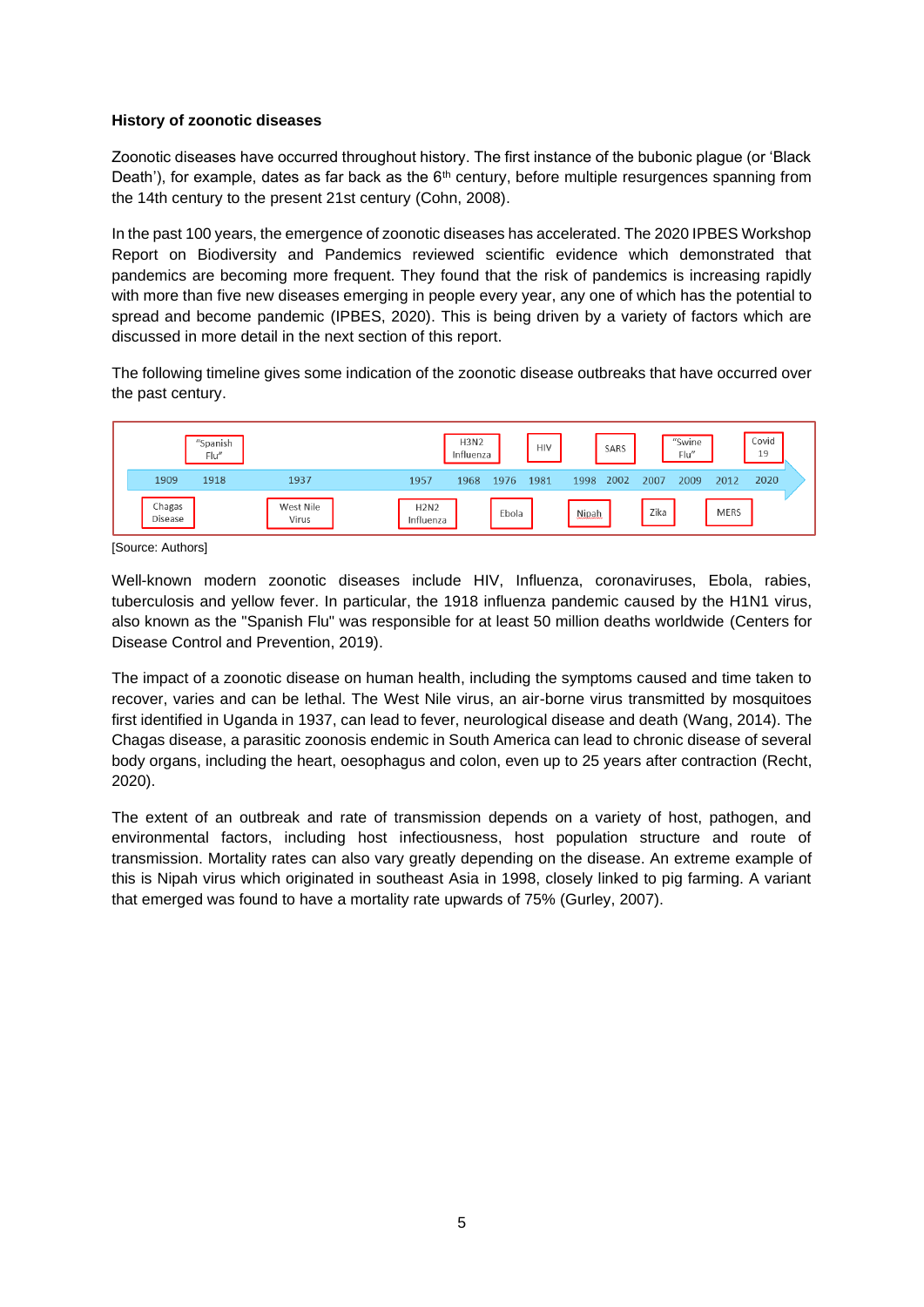**History of zoonotic diseases**

Zoonotic diseases have occurred throughout history. The first instance of the bubonic plague (or 'Black Death'), for example, dates as far back as the 6th century, before multiple resurgences spanning from the 14th century to the present 21st century (Cohn, 2008).

In the past 100 years, the emergence of zoonotic diseases has accelerated. The 2020 IPBES Workshop Report on Biodiversity and Pandemics reviewed scientific evidence which demonstrated that pandemics are becoming more frequent. They found that the risk of pandemics is increasing rapidly with more than five new diseases emerging in people every year, any one of which has the potential to spread and become pandemic (IPBES, 2020). This is being driven by a variety of factors which are discussed in more detail in the next section of this report.

The following timeline gives some indication of the zoonotic disease outbreaks that have occurred over the past century.

| Year | Disease |
|---|---|
| 1909 | Chagas Disease |
| 1918 | "Spanish Flu" |
| 1937 | West Nile Virus |
| 1957 | H2N2 Influenza |
| 1968 | H3N2 Influenza |
| 1976 | Ebola |
| 1981 | HIV |
| 1998 | Nipah |
| 2002 | SARS |
| 2007 | Zika |
| 2009 | "Swine Flu" |
| 2012 | MERS |
| 2020 | Covid 19 |

[Source: Authors]

Well-known modern zoonotic diseases include HIV, Influenza, coronaviruses, Ebola, rabies, tuberculosis and yellow fever. In particular, the 1918 influenza pandemic caused by the H1N1 virus, also known as the "Spanish Flu" was responsible for at least 50 million deaths worldwide (Centers for Disease Control and Prevention, 2019).

The impact of a zoonotic disease on human health, including the symptoms caused and time taken to recover, varies and can be lethal. The West Nile virus, an air-borne virus transmitted by mosquitoes first identified in Uganda in 1937, can lead to fever, neurological disease and death (Wang, 2014). The Chagas disease, a parasitic zoonosis endemic in South America can lead to chronic disease of several body organs, including the heart, oesophagus and colon, even up to 25 years after contraction (Recht, 2020).

The extent of an outbreak and rate of transmission depends on a variety of host, pathogen, and environmental factors, including host infectiousness, host population structure and route of transmission. Mortality rates can also vary greatly depending on the disease. An extreme example of this is Nipah virus which originated in southeast Asia in 1998, closely linked to pig farming. A variant that emerged was found to have a mortality rate upwards of 75% (Gurley, 2007).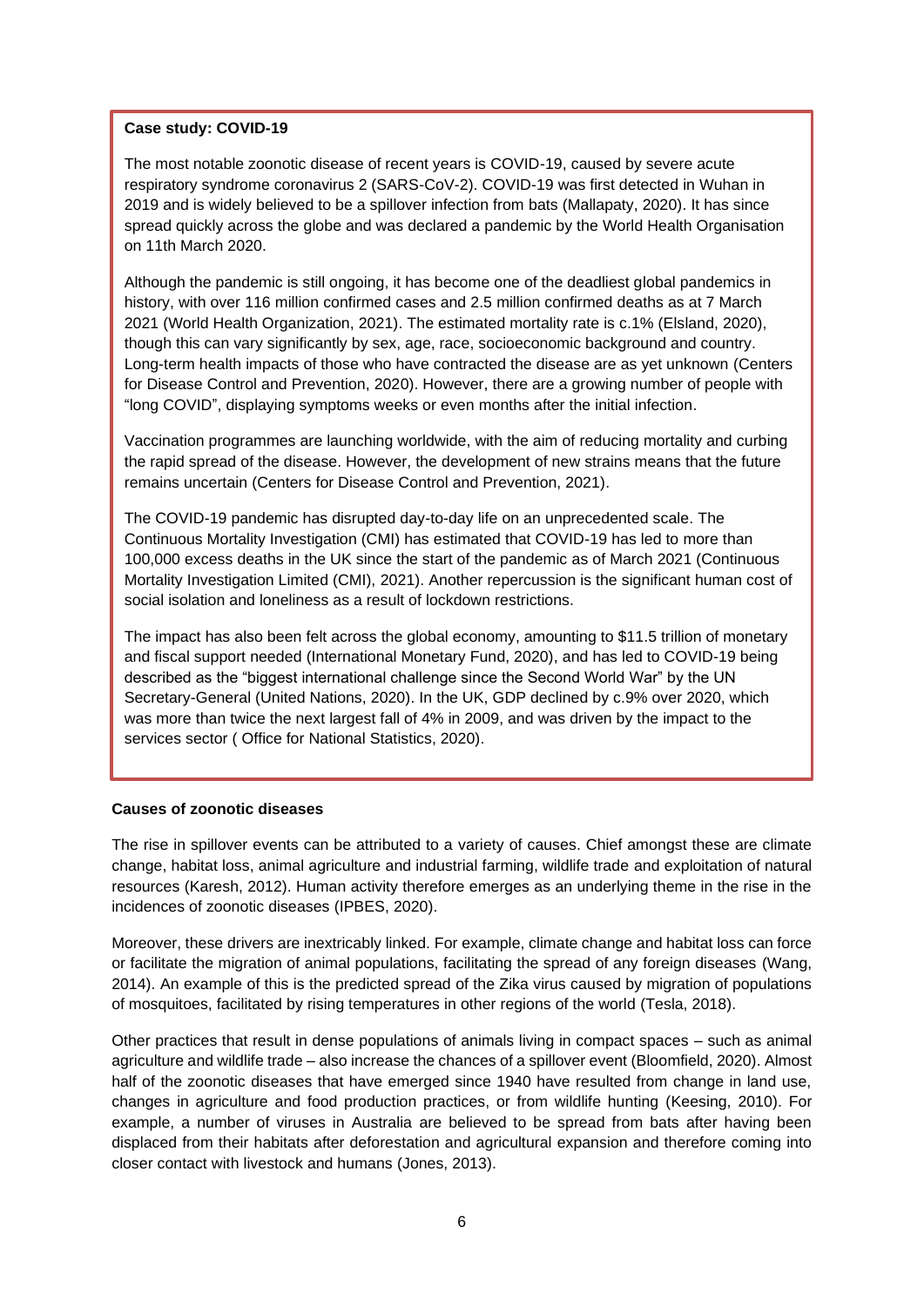**Case study: COVID-19**

The most notable zoonotic disease of recent years is COVID-19, caused by severe acute respiratory syndrome coronavirus 2 (SARS-CoV-2). COVID-19 was first detected in Wuhan in 2019 and is widely believed to be a spillover infection from bats (Mallapaty, 2020). It has since spread quickly across the globe and was declared a pandemic by the World Health Organisation on 11th March 2020.

Although the pandemic is still ongoing, it has become one of the deadliest global pandemics in history, with over 116 million confirmed cases and 2.5 million confirmed deaths as at 7 March 2021 (World Health Organization, 2021). The estimated mortality rate is c.1% (Elsland, 2020), though this can vary significantly by sex, age, race, socioeconomic background and country. Long-term health impacts of those who have contracted the disease are as yet unknown (Centers for Disease Control and Prevention, 2020). However, there are a growing number of people with "long COVID", displaying symptoms weeks or even months after the initial infection.

Vaccination programmes are launching worldwide, with the aim of reducing mortality and curbing the rapid spread of the disease. However, the development of new strains means that the future remains uncertain (Centers for Disease Control and Prevention, 2021).

The COVID-19 pandemic has disrupted day-to-day life on an unprecedented scale. The Continuous Mortality Investigation (CMI) has estimated that COVID-19 has led to more than 100,000 excess deaths in the UK since the start of the pandemic as of March 2021 (Continuous Mortality Investigation Limited (CMI), 2021). Another repercussion is the significant human cost of social isolation and loneliness as a result of lockdown restrictions.

The impact has also been felt across the global economy, amounting to $11.5 trillion of monetary and fiscal support needed (International Monetary Fund, 2020), and has led to COVID-19 being described as the "biggest international challenge since the Second World War" by the UN Secretary-General (United Nations, 2020). In the UK, GDP declined by c.9% over 2020, which was more than twice the next largest fall of 4% in 2009, and was driven by the impact to the services sector ( Office for National Statistics, 2020).

**Causes of zoonotic diseases**

The rise in spillover events can be attributed to a variety of causes. Chief amongst these are climate change, habitat loss, animal agriculture and industrial farming, wildlife trade and exploitation of natural resources (Karesh, 2012). Human activity therefore emerges as an underlying theme in the rise in the incidences of zoonotic diseases (IPBES, 2020).

Moreover, these drivers are inextricably linked. For example, climate change and habitat loss can force or facilitate the migration of animal populations, facilitating the spread of any foreign diseases (Wang, 2014). An example of this is the predicted spread of the Zika virus caused by migration of populations of mosquitoes, facilitated by rising temperatures in other regions of the world (Tesla, 2018).

Other practices that result in dense populations of animals living in compact spaces – such as animal agriculture and wildlife trade – also increase the chances of a spillover event (Bloomfield, 2020). Almost half of the zoonotic diseases that have emerged since 1940 have resulted from change in land use, changes in agriculture and food production practices, or from wildlife hunting (Keesing, 2010). For example, a number of viruses in Australia are believed to be spread from bats after having been displaced from their habitats after deforestation and agricultural expansion and therefore coming into closer contact with livestock and humans (Jones, 2013).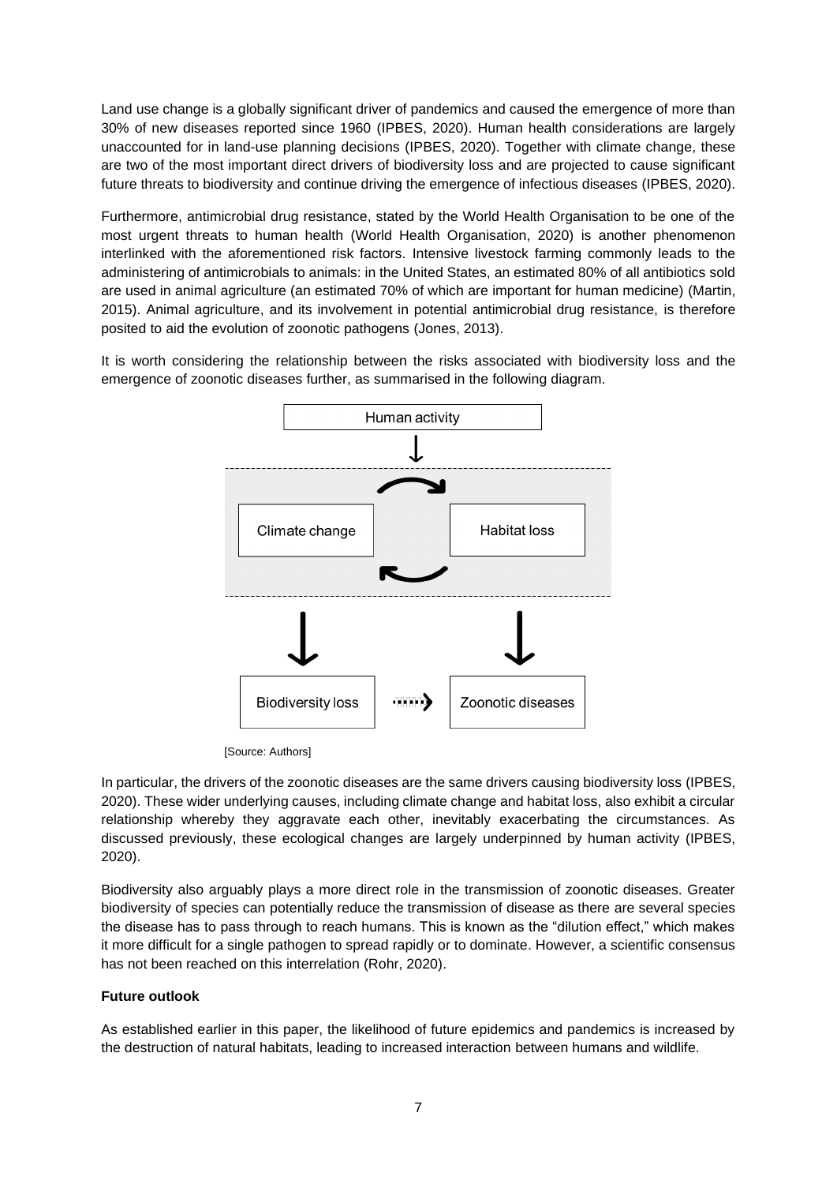Land use change is a globally significant driver of pandemics and caused the emergence of more than 30% of new diseases reported since 1960 (IPBES, 2020). Human health considerations are largely unaccounted for in land-use planning decisions (IPBES, 2020). Together with climate change, these are two of the most important direct drivers of biodiversity loss and are projected to cause significant future threats to biodiversity and continue driving the emergence of infectious diseases (IPBES, 2020).

Furthermore, antimicrobial drug resistance, stated by the World Health Organisation to be one of the most urgent threats to human health (World Health Organisation, 2020) is another phenomenon interlinked with the aforementioned risk factors. Intensive livestock farming commonly leads to the administering of antimicrobials to animals: in the United States, an estimated 80% of all antibiotics sold are used in animal agriculture (an estimated 70% of which are important for human medicine) (Martin, 2015). Animal agriculture, and its involvement in potential antimicrobial drug resistance, is therefore posited to aid the evolution of zoonotic pathogens (Jones, 2013).

It is worth considering the relationship between the risks associated with biodiversity loss and the emergence of zoonotic diseases further, as summarised in the following diagram.

Human activity

Climate change

Habitat loss

Biodiversity loss

Zoonotic diseases

[Source: Authors]

In particular, the drivers of the zoonotic diseases are the same drivers causing biodiversity loss (IPBES, 2020). These wider underlying causes, including climate change and habitat loss, also exhibit a circular relationship whereby they aggravate each other, inevitably exacerbating the circumstances. As discussed previously, these ecological changes are largely underpinned by human activity (IPBES, 2020).

Biodiversity also arguably plays a more direct role in the transmission of zoonotic diseases. Greater biodiversity of species can potentially reduce the transmission of disease as there are several species the disease has to pass through to reach humans. This is known as the "dilution effect," which makes it more difficult for a single pathogen to spread rapidly or to dominate. However, a scientific consensus has not been reached on this interrelation (Rohr, 2020).

**Future outlook**

As established earlier in this paper, the likelihood of future epidemics and pandemics is increased by the destruction of natural habitats, leading to increased interaction between humans and wildlife.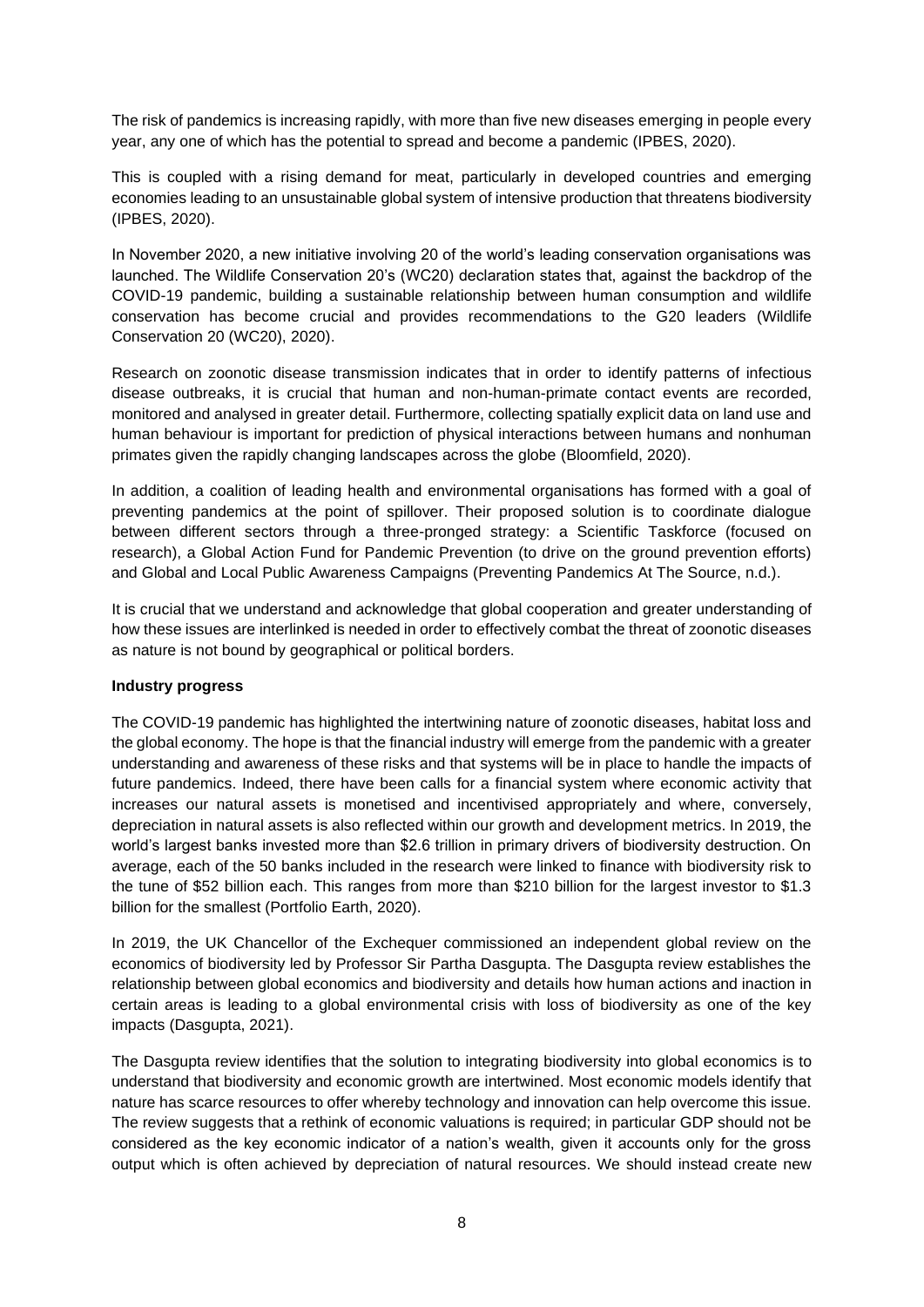The risk of pandemics is increasing rapidly, with more than five new diseases emerging in people every year, any one of which has the potential to spread and become a pandemic (IPBES, 2020).

This is coupled with a rising demand for meat, particularly in developed countries and emerging economies leading to an unsustainable global system of intensive production that threatens biodiversity (IPBES, 2020).

In November 2020, a new initiative involving 20 of the world's leading conservation organisations was launched. The Wildlife Conservation 20's (WC20) declaration states that, against the backdrop of the COVID-19 pandemic, building a sustainable relationship between human consumption and wildlife conservation has become crucial and provides recommendations to the G20 leaders (Wildlife Conservation 20 (WC20), 2020).

Research on zoonotic disease transmission indicates that in order to identify patterns of infectious disease outbreaks, it is crucial that human and non-human-primate contact events are recorded, monitored and analysed in greater detail. Furthermore, collecting spatially explicit data on land use and human behaviour is important for prediction of physical interactions between humans and nonhuman primates given the rapidly changing landscapes across the globe (Bloomfield, 2020).

In addition, a coalition of leading health and environmental organisations has formed with a goal of preventing pandemics at the point of spillover. Their proposed solution is to coordinate dialogue between different sectors through a three-pronged strategy: a Scientific Taskforce (focused on research), a Global Action Fund for Pandemic Prevention (to drive on the ground prevention efforts) and Global and Local Public Awareness Campaigns (Preventing Pandemics At The Source, n.d.).

It is crucial that we understand and acknowledge that global cooperation and greater understanding of how these issues are interlinked is needed in order to effectively combat the threat of zoonotic diseases as nature is not bound by geographical or political borders.

**Industry progress**

The COVID-19 pandemic has highlighted the intertwining nature of zoonotic diseases, habitat loss and the global economy. The hope is that the financial industry will emerge from the pandemic with a greater understanding and awareness of these risks and that systems will be in place to handle the impacts of future pandemics. Indeed, there have been calls for a financial system where economic activity that increases our natural assets is monetised and incentivised appropriately and where, conversely, depreciation in natural assets is also reflected within our growth and development metrics. In 2019, the world's largest banks invested more than $2.6 trillion in primary drivers of biodiversity destruction. On average, each of the 50 banks included in the research were linked to finance with biodiversity risk to the tune of $52 billion each. This ranges from more than $210 billion for the largest investor to $1.3 billion for the smallest (Portfolio Earth, 2020).

In 2019, the UK Chancellor of the Exchequer commissioned an independent global review on the economics of biodiversity led by Professor Sir Partha Dasgupta. The Dasgupta review establishes the relationship between global economics and biodiversity and details how human actions and inaction in certain areas is leading to a global environmental crisis with loss of biodiversity as one of the key impacts (Dasgupta, 2021).

The Dasgupta review identifies that the solution to integrating biodiversity into global economics is to understand that biodiversity and economic growth are intertwined. Most economic models identify that nature has scarce resources to offer whereby technology and innovation can help overcome this issue. The review suggests that a rethink of economic valuations is required; in particular GDP should not be considered as the key economic indicator of a nation's wealth, given it accounts only for the gross output which is often achieved by depreciation of natural resources. We should instead create new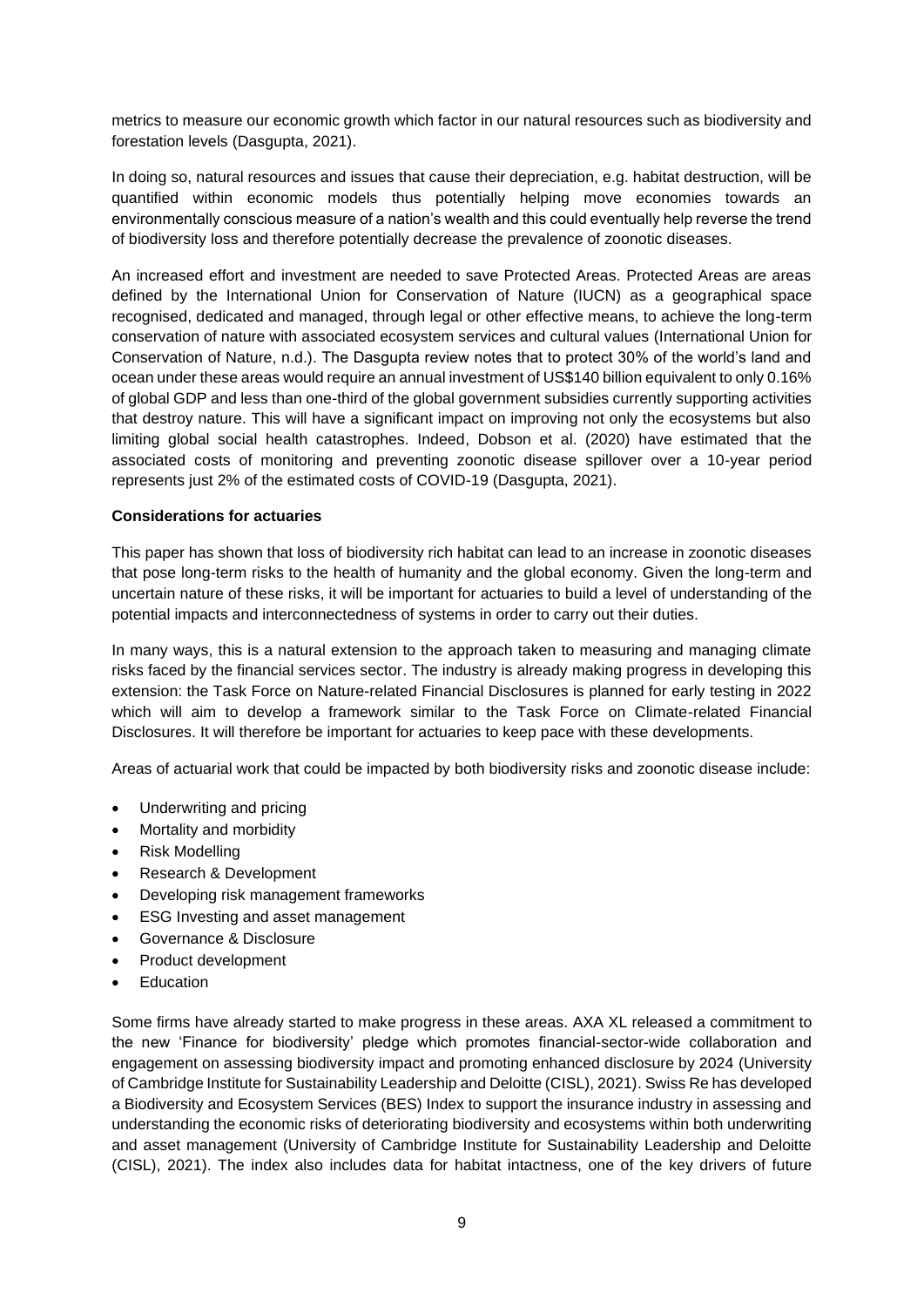metrics to measure our economic growth which factor in our natural resources such as biodiversity and forestation levels (Dasgupta, 2021).

In doing so, natural resources and issues that cause their depreciation, e.g. habitat destruction, will be quantified within economic models thus potentially helping move economies towards an environmentally conscious measure of a nation's wealth and this could eventually help reverse the trend of biodiversity loss and therefore potentially decrease the prevalence of zoonotic diseases.

An increased effort and investment are needed to save Protected Areas. Protected Areas are areas defined by the International Union for Conservation of Nature (IUCN) as a geographical space recognised, dedicated and managed, through legal or other effective means, to achieve the long-term conservation of nature with associated ecosystem services and cultural values (International Union for Conservation of Nature, n.d.). The Dasgupta review notes that to protect 30% of the world's land and ocean under these areas would require an annual investment of US$140 billion equivalent to only 0.16% of global GDP and less than one-third of the global government subsidies currently supporting activities that destroy nature. This will have a significant impact on improving not only the ecosystems but also limiting global social health catastrophes. Indeed, Dobson et al. (2020) have estimated that the associated costs of monitoring and preventing zoonotic disease spillover over a 10-year period represents just 2% of the estimated costs of COVID-19 (Dasgupta, 2021).

**Considerations for actuaries**

This paper has shown that loss of biodiversity rich habitat can lead to an increase in zoonotic diseases that pose long-term risks to the health of humanity and the global economy. Given the long-term and uncertain nature of these risks, it will be important for actuaries to build a level of understanding of the potential impacts and interconnectedness of systems in order to carry out their duties.

In many ways, this is a natural extension to the approach taken to measuring and managing climate risks faced by the financial services sector. The industry is already making progress in developing this extension: the Task Force on Nature-related Financial Disclosures is planned for early testing in 2022 which will aim to develop a framework similar to the Task Force on Climate-related Financial Disclosures. It will therefore be important for actuaries to keep pace with these developments.

Areas of actuarial work that could be impacted by both biodiversity risks and zoonotic disease include:

- Underwriting and pricing
- Mortality and morbidity
- Risk Modelling
- Research & Development
- Developing risk management frameworks
- ESG Investing and asset management
- Governance & Disclosure
- Product development
- Education

Some firms have already started to make progress in these areas. AXA XL released a commitment to the new 'Finance for biodiversity' pledge which promotes financial-sector-wide collaboration and engagement on assessing biodiversity impact and promoting enhanced disclosure by 2024 (University of Cambridge Institute for Sustainability Leadership and Deloitte (CISL), 2021). Swiss Re has developed a Biodiversity and Ecosystem Services (BES) Index to support the insurance industry in assessing and understanding the economic risks of deteriorating biodiversity and ecosystems within both underwriting and asset management (University of Cambridge Institute for Sustainability Leadership and Deloitte (CISL), 2021). The index also includes data for habitat intactness, one of the key drivers of future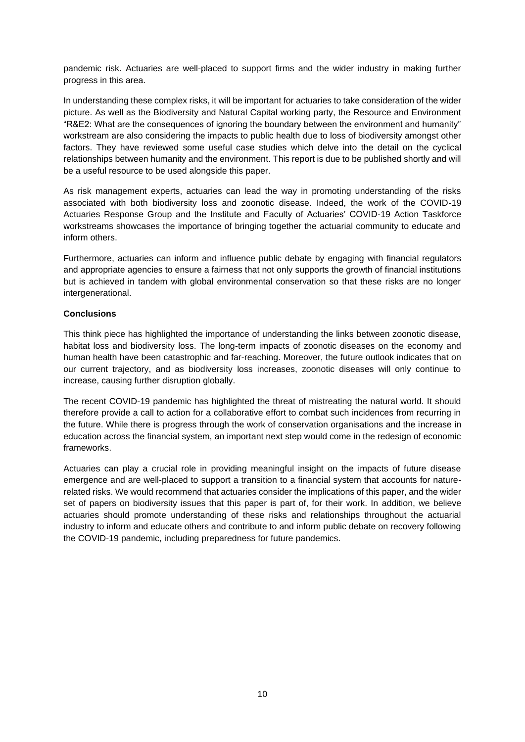pandemic risk. Actuaries are well-placed to support firms and the wider industry in making further progress in this area.

In understanding these complex risks, it will be important for actuaries to take consideration of the wider picture. As well as the Biodiversity and Natural Capital working party, the Resource and Environment "R&E2: What are the consequences of ignoring the boundary between the environment and humanity" workstream are also considering the impacts to public health due to loss of biodiversity amongst other factors. They have reviewed some useful case studies which delve into the detail on the cyclical relationships between humanity and the environment. This report is due to be published shortly and will be a useful resource to be used alongside this paper.

As risk management experts, actuaries can lead the way in promoting understanding of the risks associated with both biodiversity loss and zoonotic disease. Indeed, the work of the COVID-19 Actuaries Response Group and the Institute and Faculty of Actuaries' COVID-19 Action Taskforce workstreams showcases the importance of bringing together the actuarial community to educate and inform others.

Furthermore, actuaries can inform and influence public debate by engaging with financial regulators and appropriate agencies to ensure a fairness that not only supports the growth of financial institutions but is achieved in tandem with global environmental conservation so that these risks are no longer intergenerational.

**Conclusions**

This think piece has highlighted the importance of understanding the links between zoonotic disease, habitat loss and biodiversity loss. The long-term impacts of zoonotic diseases on the economy and human health have been catastrophic and far-reaching. Moreover, the future outlook indicates that on our current trajectory, and as biodiversity loss increases, zoonotic diseases will only continue to increase, causing further disruption globally.

The recent COVID-19 pandemic has highlighted the threat of mistreating the natural world. It should therefore provide a call to action for a collaborative effort to combat such incidences from recurring in the future. While there is progress through the work of conservation organisations and the increase in education across the financial system, an important next step would come in the redesign of economic frameworks.

Actuaries can play a crucial role in providing meaningful insight on the impacts of future disease emergence and are well-placed to support a transition to a financial system that accounts for nature-related risks. We would recommend that actuaries consider the implications of this paper, and the wider set of papers on biodiversity issues that this paper is part of, for their work. In addition, we believe actuaries should promote understanding of these risks and relationships throughout the actuarial industry to inform and educate others and contribute to and inform public debate on recovery following the COVID-19 pandemic, including preparedness for future pandemics.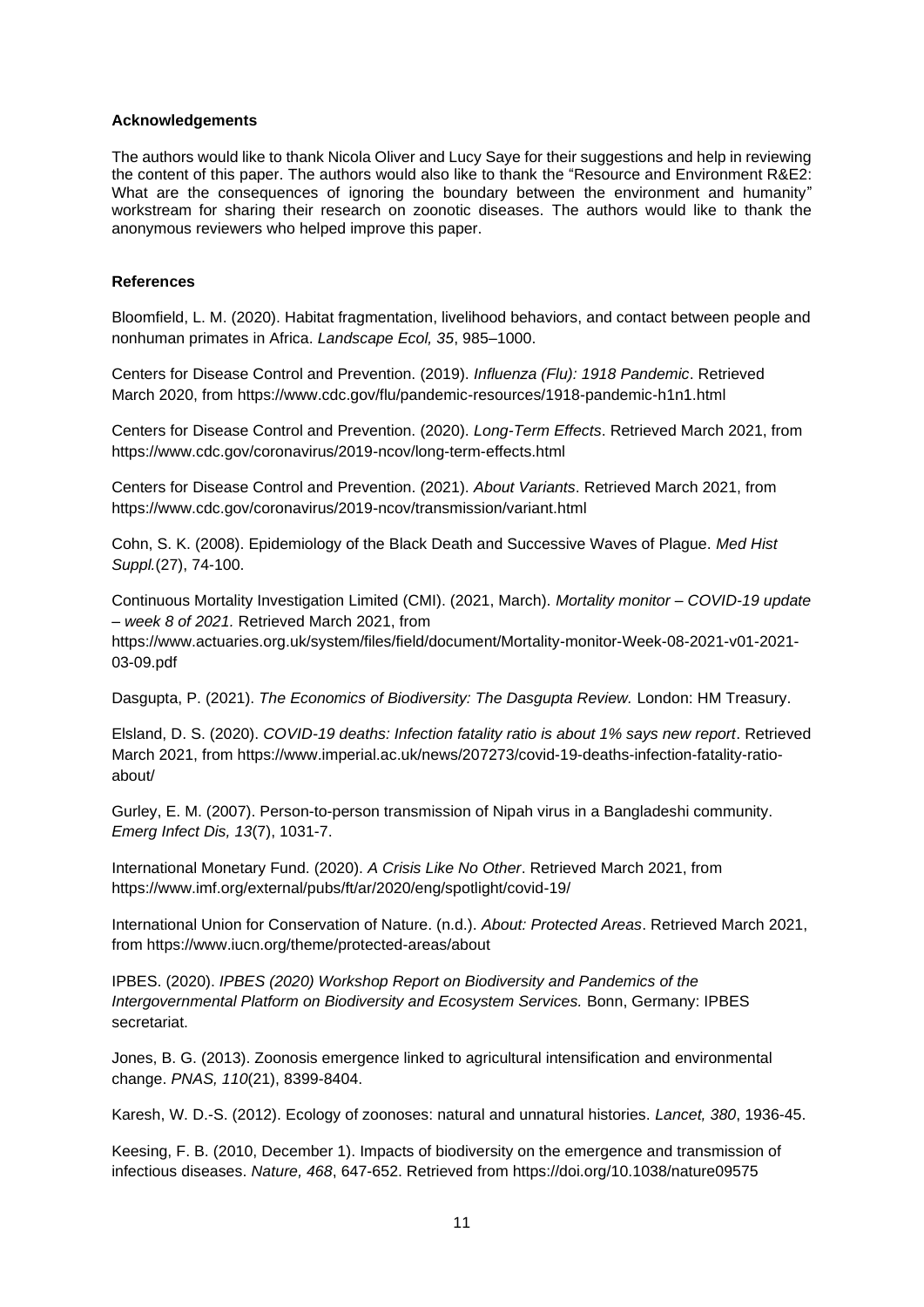## Acknowledgements

The authors would like to thank Nicola Oliver and Lucy Saye for their suggestions and help in reviewing the content of this paper. The authors would also like to thank the "Resource and Environment R&E2: What are the consequences of ignoring the boundary between the environment and humanity" workstream for sharing their research on zoonotic diseases. The authors would like to thank the anonymous reviewers who helped improve this paper.

## References

Bloomfield, L. M. (2020). Habitat fragmentation, livelihood behaviors, and contact between people and nonhuman primates in Africa. *Landscape Ecol, 35*, 985–1000.

Centers for Disease Control and Prevention. (2019). *Influenza (Flu): 1918 Pandemic*. Retrieved March 2020, from https://www.cdc.gov/flu/pandemic-resources/1918-pandemic-h1n1.html

Centers for Disease Control and Prevention. (2020). *Long-Term Effects*. Retrieved March 2021, from https://www.cdc.gov/coronavirus/2019-ncov/long-term-effects.html

Centers for Disease Control and Prevention. (2021). *About Variants*. Retrieved March 2021, from https://www.cdc.gov/coronavirus/2019-ncov/transmission/variant.html

Cohn, S. K. (2008). Epidemiology of the Black Death and Successive Waves of Plague. *Med Hist Suppl.*(27), 74-100.

Continuous Mortality Investigation Limited (CMI). (2021, March). *Mortality monitor – COVID-19 update – week 8 of 2021.* Retrieved March 2021, from https://www.actuaries.org.uk/system/files/field/document/Mortality-monitor-Week-08-2021-v01-2021-03-09.pdf

Dasgupta, P. (2021). *The Economics of Biodiversity: The Dasgupta Review.* London: HM Treasury.

Elsland, D. S. (2020). *COVID-19 deaths: Infection fatality ratio is about 1% says new report*. Retrieved March 2021, from https://www.imperial.ac.uk/news/207273/covid-19-deaths-infection-fatality-ratio-about/

Gurley, E. M. (2007). Person-to-person transmission of Nipah virus in a Bangladeshi community. *Emerg Infect Dis, 13*(7), 1031-7.

International Monetary Fund. (2020). *A Crisis Like No Other*. Retrieved March 2021, from https://www.imf.org/external/pubs/ft/ar/2020/eng/spotlight/covid-19/

International Union for Conservation of Nature. (n.d.). *About: Protected Areas*. Retrieved March 2021, from https://www.iucn.org/theme/protected-areas/about

IPBES. (2020). *IPBES (2020) Workshop Report on Biodiversity and Pandemics of the Intergovernmental Platform on Biodiversity and Ecosystem Services.* Bonn, Germany: IPBES secretariat.

Jones, B. G. (2013). Zoonosis emergence linked to agricultural intensification and environmental change. *PNAS, 110*(21), 8399-8404.

Karesh, W. D.-S. (2012). Ecology of zoonoses: natural and unnatural histories. *Lancet, 380*, 1936-45.

Keesing, F. B. (2010, December 1). Impacts of biodiversity on the emergence and transmission of infectious diseases. *Nature, 468*, 647-652. Retrieved from https://doi.org/10.1038/nature09575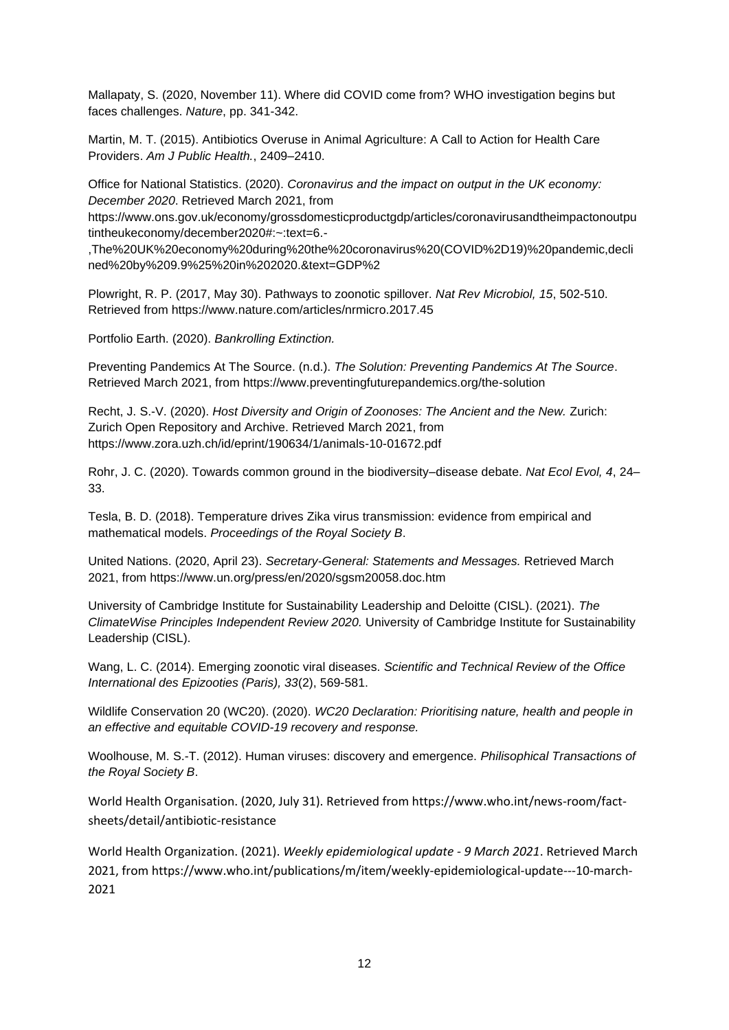Mallapaty, S. (2020, November 11). Where did COVID come from? WHO investigation begins but faces challenges. *Nature*, pp. 341-342.

Martin, M. T. (2015). Antibiotics Overuse in Animal Agriculture: A Call to Action for Health Care Providers. *Am J Public Health.*, 2409–2410.

Office for National Statistics. (2020). *Coronavirus and the impact on output in the UK economy: December 2020*. Retrieved March 2021, from https://www.ons.gov.uk/economy/grossdomesticproductgdp/articles/coronavirusandtheimpactonoutputintheukeconomy/december2020#:~:text=6.-,The%20UK%20economy%20during%20the%20coronavirus%20(COVID%2D19)%20pandemic,declined%20by%209.9%25%20in%202020.&text=GDP%2

Plowright, R. P. (2017, May 30). Pathways to zoonotic spillover. *Nat Rev Microbiol, 15*, 502-510. Retrieved from https://www.nature.com/articles/nrmicro.2017.45

Portfolio Earth. (2020). *Bankrolling Extinction.*

Preventing Pandemics At The Source. (n.d.). *The Solution: Preventing Pandemics At The Source*. Retrieved March 2021, from https://www.preventingfuturepandemics.org/the-solution

Recht, J. S.-V. (2020). *Host Diversity and Origin of Zoonoses: The Ancient and the New.* Zurich: Zurich Open Repository and Archive. Retrieved March 2021, from https://www.zora.uzh.ch/id/eprint/190634/1/animals-10-01672.pdf

Rohr, J. C. (2020). Towards common ground in the biodiversity–disease debate. *Nat Ecol Evol, 4*, 24–33.

Tesla, B. D. (2018). Temperature drives Zika virus transmission: evidence from empirical and mathematical models. *Proceedings of the Royal Society B*.

United Nations. (2020, April 23). *Secretary-General: Statements and Messages.* Retrieved March 2021, from https://www.un.org/press/en/2020/sgsm20058.doc.htm

University of Cambridge Institute for Sustainability Leadership and Deloitte (CISL). (2021). *The ClimateWise Principles Independent Review 2020.* University of Cambridge Institute for Sustainability Leadership (CISL).

Wang, L. C. (2014). Emerging zoonotic viral diseases. *Scientific and Technical Review of the Office International des Epizooties (Paris), 33*(2), 569-581.

Wildlife Conservation 20 (WC20). (2020). *WC20 Declaration: Prioritising nature, health and people in an effective and equitable COVID-19 recovery and response.*

Woolhouse, M. S.-T. (2012). Human viruses: discovery and emergence. *Philisophical Transactions of the Royal Society B*.

World Health Organisation. (2020, July 31). Retrieved from https://www.who.int/news-room/fact-sheets/detail/antibiotic-resistance

World Health Organization. (2021). *Weekly epidemiological update - 9 March 2021*. Retrieved March 2021, from https://www.who.int/publications/m/item/weekly-epidemiological-update---10-march-2021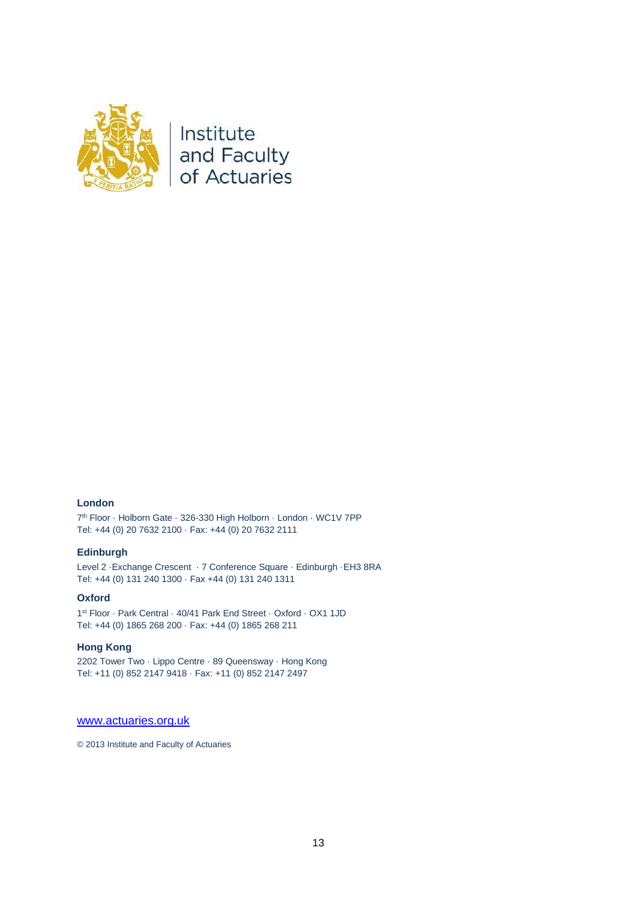Institute
and Faculty
of Actuaries

**London**

7th Floor · Holborn Gate · 326-330 High Holborn · London · WC1V 7PP
Tel: +44 (0) 20 7632 2100 · Fax: +44 (0) 20 7632 2111

**Edinburgh**

Level 2 ·Exchange Crescent · 7 Conference Square · Edinburgh ·EH3 8RA
Tel: +44 (0) 131 240 1300 · Fax +44 (0) 131 240 1311

**Oxford**

1st Floor · Park Central · 40/41 Park End Street · Oxford · OX1 1JD
Tel: +44 (0) 1865 268 200 · Fax: +44 (0) 1865 268 211

**Hong Kong**

2202 Tower Two · Lippo Centre · 89 Queensway · Hong Kong
Tel: +11 (0) 852 2147 9418 · Fax: +11 (0) 852 2147 2497

[www.actuaries.org.uk](http://www.actuaries.org.uk)

© 2013 Institute and Faculty of Actuaries